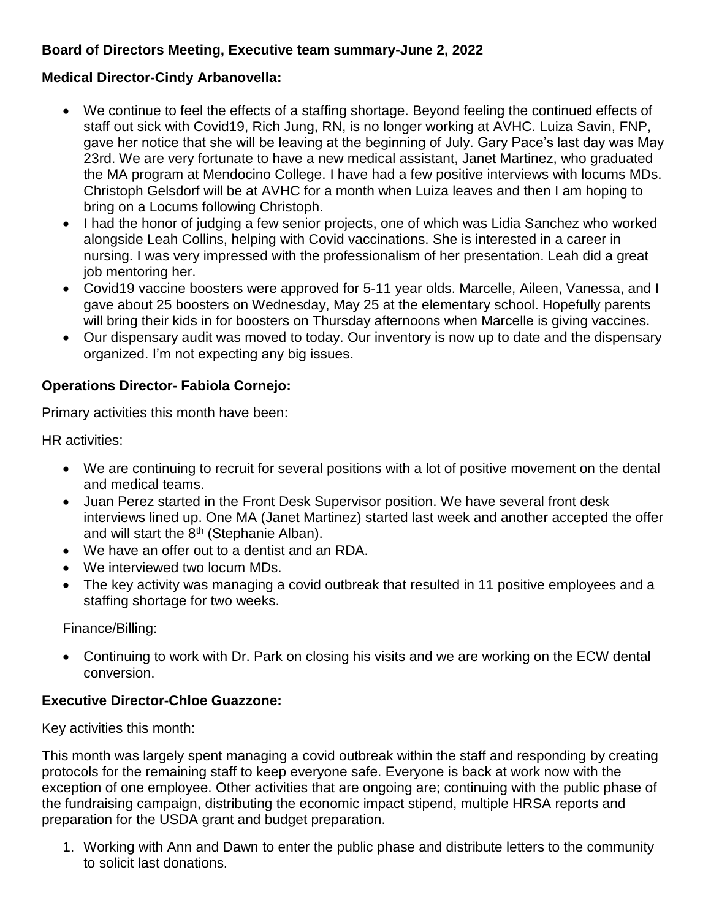**Board of Directors Meeting, Executive team summary-June 2, 2022**

**Medical Director-Cindy Arbanovella:**

- We continue to feel the effects of a staffing shortage. Beyond feeling the continued effects of staff out sick with Covid19, Rich Jung, RN, is no longer working at AVHC. Luiza Savin, FNP, gave her notice that she will be leaving at the beginning of July. Gary Pace's last day was May 23rd. We are very fortunate to have a new medical assistant, Janet Martinez, who graduated the MA program at Mendocino College. I have had a few positive interviews with locums MDs. Christoph Gelsdorf will be at AVHC for a month when Luiza leaves and then I am hoping to bring on a Locums following Christoph.
- I had the honor of judging a few senior projects, one of which was Lidia Sanchez who worked alongside Leah Collins, helping with Covid vaccinations. She is interested in a career in nursing. I was very impressed with the professionalism of her presentation. Leah did a great job mentoring her.
- Covid19 vaccine boosters were approved for 5-11 year olds. Marcelle, Aileen, Vanessa, and I gave about 25 boosters on Wednesday, May 25 at the elementary school. Hopefully parents will bring their kids in for boosters on Thursday afternoons when Marcelle is giving vaccines.
- Our dispensary audit was moved to today. Our inventory is now up to date and the dispensary organized. I'm not expecting any big issues.

**Operations Director- Fabiola Cornejo:**

Primary activities this month have been:

HR activities:

- We are continuing to recruit for several positions with a lot of positive movement on the dental and medical teams.
- Juan Perez started in the Front Desk Supervisor position. We have several front desk interviews lined up. One MA (Janet Martinez) started last week and another accepted the offer and will start the 8th (Stephanie Alban).
- We have an offer out to a dentist and an RDA.
- We interviewed two locum MDs.
- The key activity was managing a covid outbreak that resulted in 11 positive employees and a staffing shortage for two weeks.

Finance/Billing:

- Continuing to work with Dr. Park on closing his visits and we are working on the ECW dental conversion.

**Executive Director-Chloe Guazzone:**

Key activities this month:

This month was largely spent managing a covid outbreak within the staff and responding by creating protocols for the remaining staff to keep everyone safe. Everyone is back at work now with the exception of one employee. Other activities that are ongoing are; continuing with the public phase of the fundraising campaign, distributing the economic impact stipend, multiple HRSA reports and preparation for the USDA grant and budget preparation.

1. Working with Ann and Dawn to enter the public phase and distribute letters to the community to solicit last donations.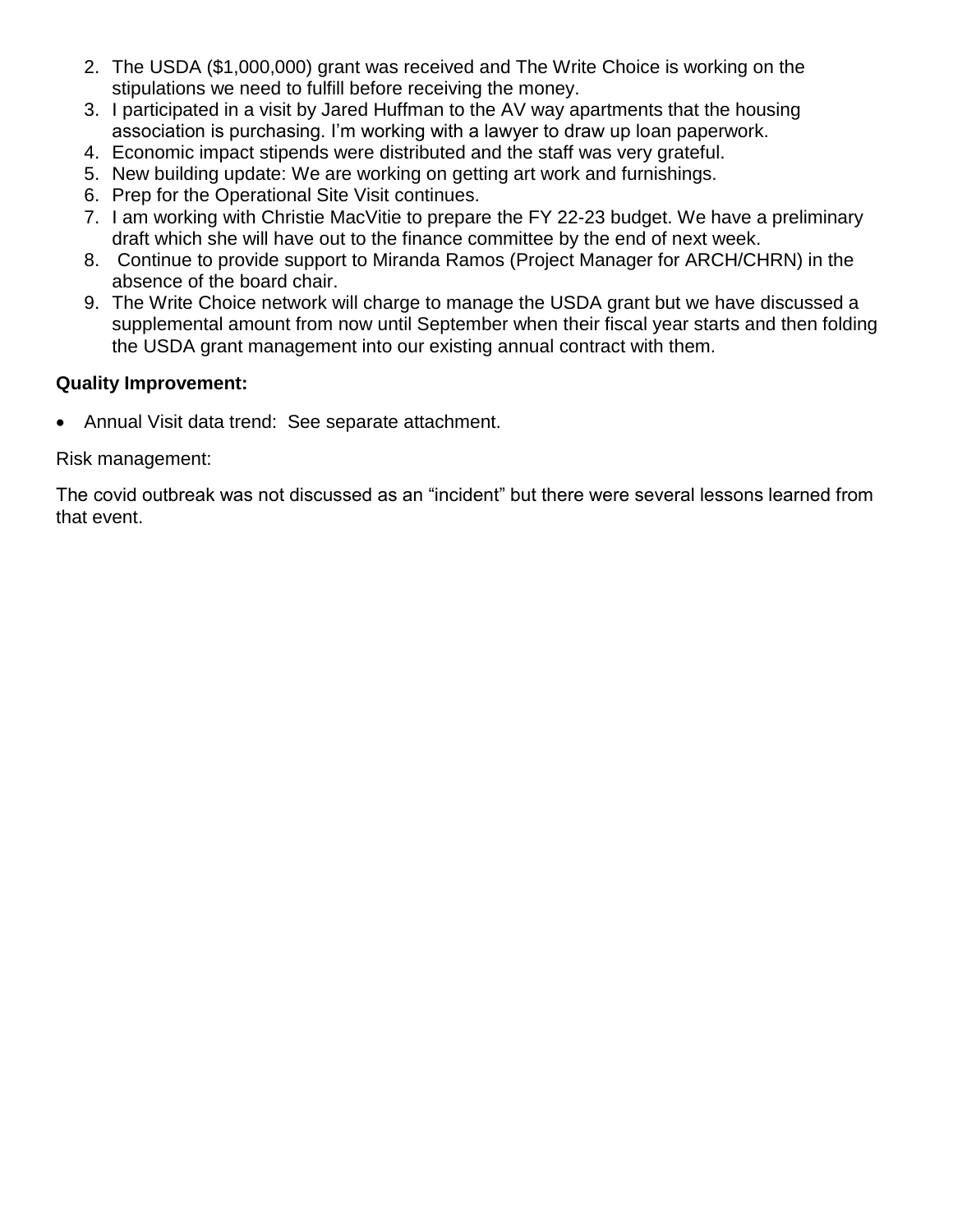2. The USDA ($1,000,000) grant was received and The Write Choice is working on the stipulations we need to fulfill before receiving the money.
3. I participated in a visit by Jared Huffman to the AV way apartments that the housing association is purchasing. I'm working with a lawyer to draw up loan paperwork.
4. Economic impact stipends were distributed and the staff was very grateful.
5. New building update: We are working on getting art work and furnishings.
6. Prep for the Operational Site Visit continues.
7. I am working with Christie MacVitie to prepare the FY 22-23 budget. We have a preliminary draft which she will have out to the finance committee by the end of next week.
8. Continue to provide support to Miranda Ramos (Project Manager for ARCH/CHRN) in the absence of the board chair.
9. The Write Choice network will charge to manage the USDA grant but we have discussed a supplemental amount from now until September when their fiscal year starts and then folding the USDA grant management into our existing annual contract with them.

**Quality Improvement:**

- Annual Visit data trend: See separate attachment.

Risk management:

The covid outbreak was not discussed as an "incident" but there were several lessons learned from that event.